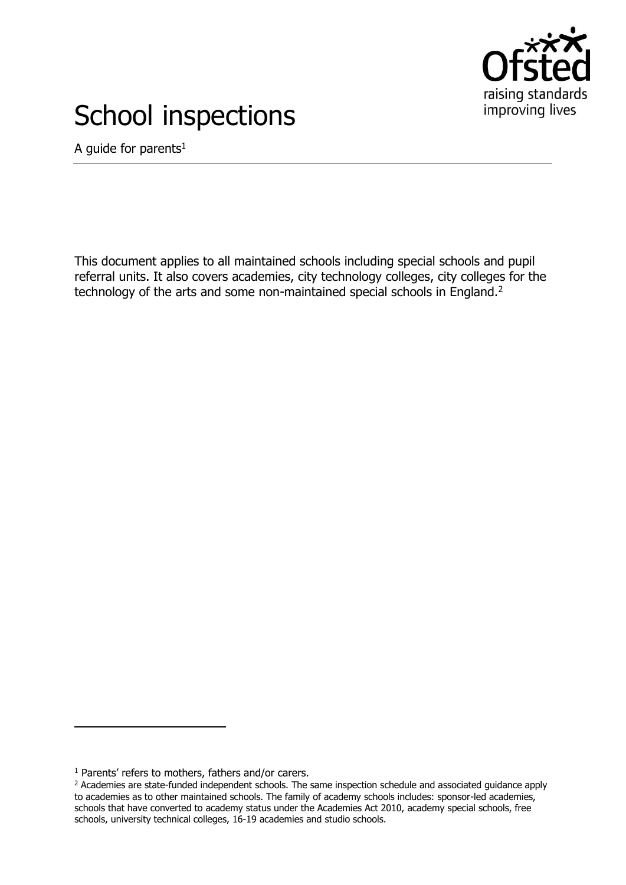Ofsted
raising standards
improving lives

# School inspections

A guide for parents[1]

This document applies to all maintained schools including special schools and pupil referral units. It also covers academies, city technology colleges, city colleges for the technology of the arts and some non-maintained special schools in England.[2]

---

[1] Parents' refers to mothers, fathers and/or carers.

[2] Academies are state-funded independent schools. The same inspection schedule and associated guidance apply to academies as to other maintained schools. The family of academy schools includes: sponsor-led academies, schools that have converted to academy status under the Academies Act 2010, academy special schools, free schools, university technical colleges, 16-19 academies and studio schools.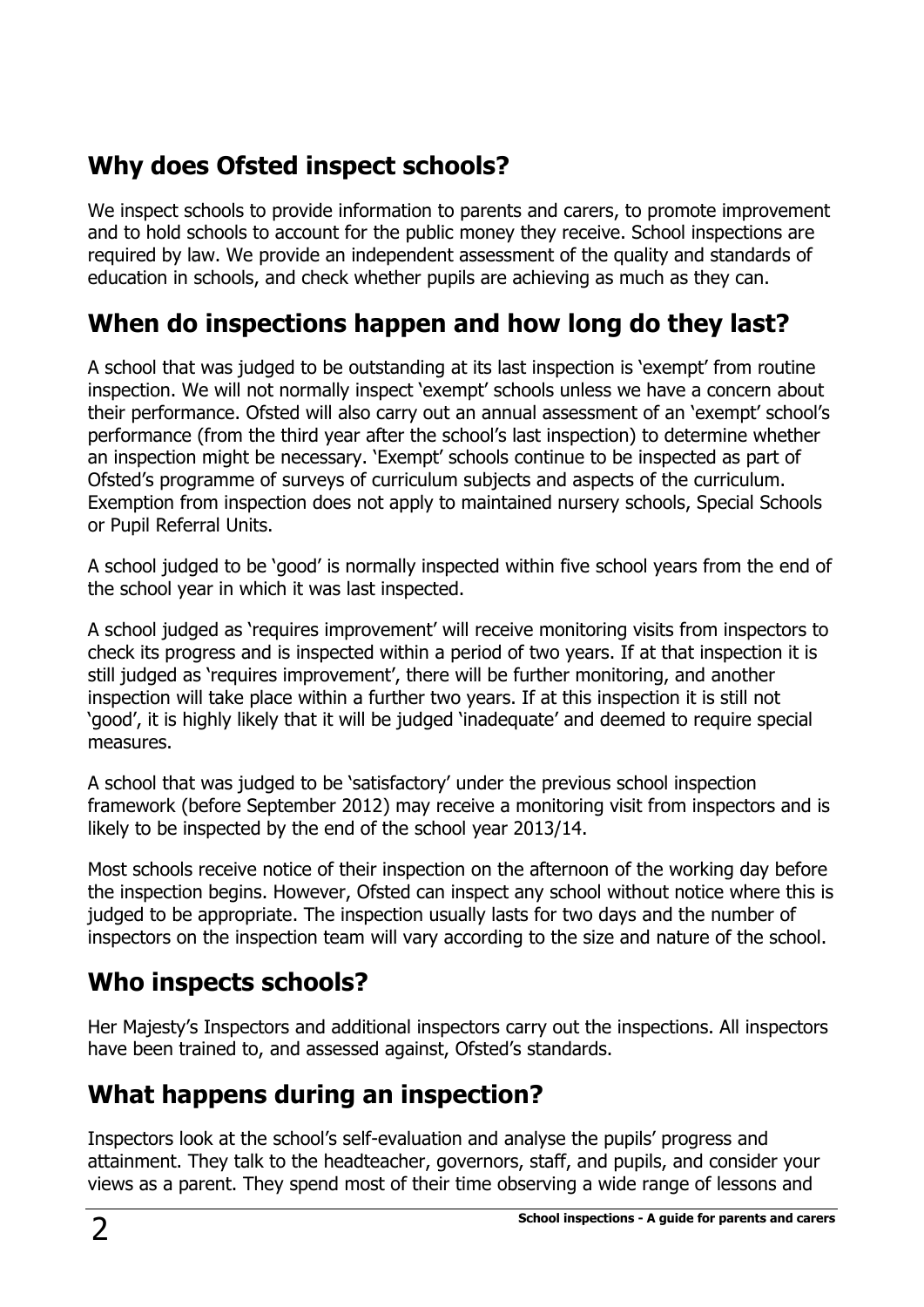## Why does Ofsted inspect schools?

We inspect schools to provide information to parents and carers, to promote improvement and to hold schools to account for the public money they receive. School inspections are required by law. We provide an independent assessment of the quality and standards of education in schools, and check whether pupils are achieving as much as they can.

## When do inspections happen and how long do they last?

A school that was judged to be outstanding at its last inspection is 'exempt' from routine inspection. We will not normally inspect 'exempt' schools unless we have a concern about their performance. Ofsted will also carry out an annual assessment of an 'exempt' school's performance (from the third year after the school's last inspection) to determine whether an inspection might be necessary. 'Exempt' schools continue to be inspected as part of Ofsted's programme of surveys of curriculum subjects and aspects of the curriculum. Exemption from inspection does not apply to maintained nursery schools, Special Schools or Pupil Referral Units.

A school judged to be 'good' is normally inspected within five school years from the end of the school year in which it was last inspected.

A school judged as 'requires improvement' will receive monitoring visits from inspectors to check its progress and is inspected within a period of two years. If at that inspection it is still judged as 'requires improvement', there will be further monitoring, and another inspection will take place within a further two years. If at this inspection it is still not 'good', it is highly likely that it will be judged 'inadequate' and deemed to require special measures.

A school that was judged to be 'satisfactory' under the previous school inspection framework (before September 2012) may receive a monitoring visit from inspectors and is likely to be inspected by the end of the school year 2013/14.

Most schools receive notice of their inspection on the afternoon of the working day before the inspection begins. However, Ofsted can inspect any school without notice where this is judged to be appropriate. The inspection usually lasts for two days and the number of inspectors on the inspection team will vary according to the size and nature of the school.

## Who inspects schools?

Her Majesty's Inspectors and additional inspectors carry out the inspections. All inspectors have been trained to, and assessed against, Ofsted's standards.

## What happens during an inspection?

Inspectors look at the school's self-evaluation and analyse the pupils' progress and attainment. They talk to the headteacher, governors, staff, and pupils, and consider your views as a parent. They spend most of their time observing a wide range of lessons and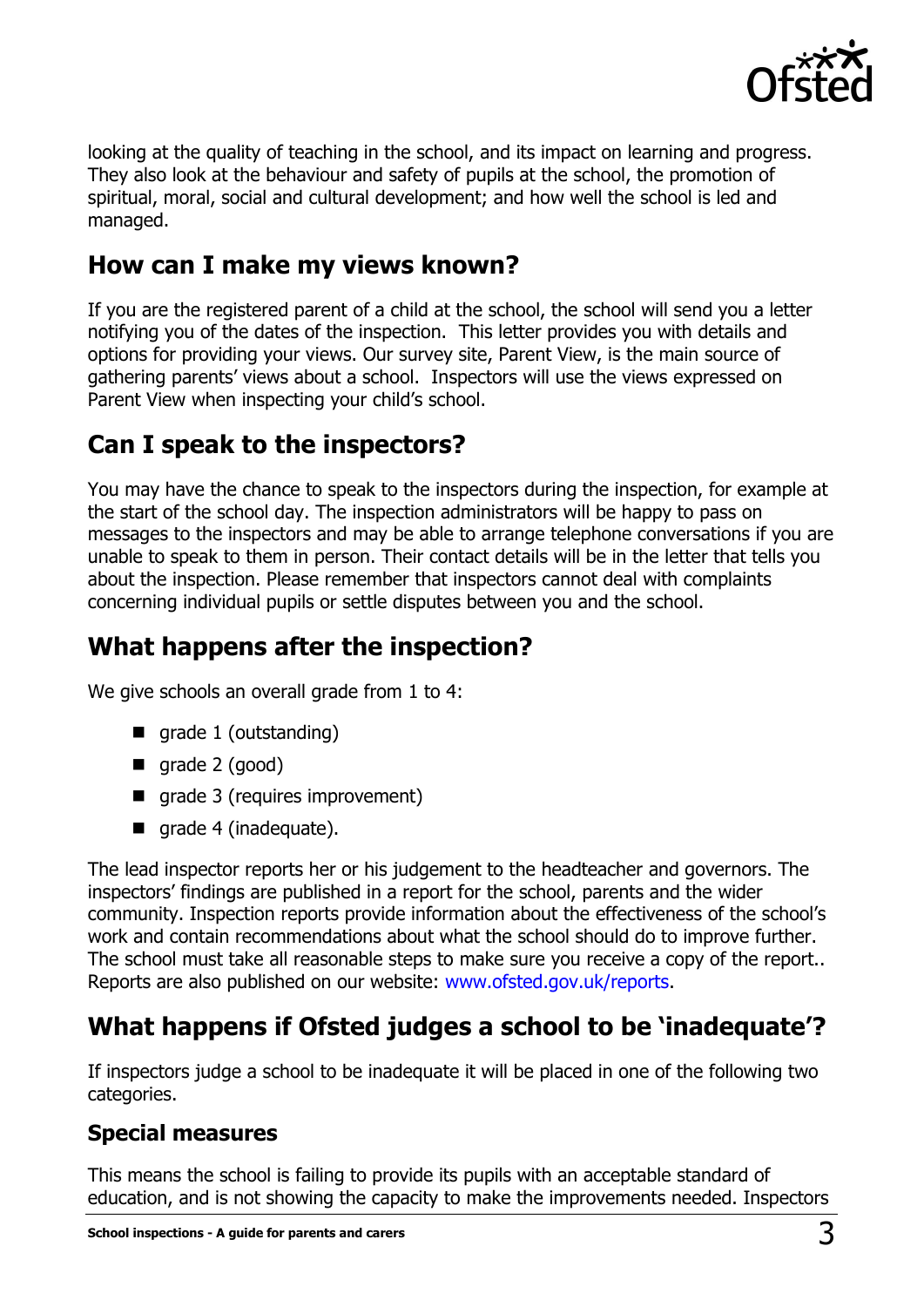looking at the quality of teaching in the school, and its impact on learning and progress. They also look at the behaviour and safety of pupils at the school, the promotion of spiritual, moral, social and cultural development; and how well the school is led and managed.

## How can I make my views known?

If you are the registered parent of a child at the school, the school will send you a letter notifying you of the dates of the inspection. This letter provides you with details and options for providing your views. Our survey site, Parent View, is the main source of gathering parents' views about a school. Inspectors will use the views expressed on Parent View when inspecting your child's school.

## Can I speak to the inspectors?

You may have the chance to speak to the inspectors during the inspection, for example at the start of the school day. The inspection administrators will be happy to pass on messages to the inspectors and may be able to arrange telephone conversations if you are unable to speak to them in person. Their contact details will be in the letter that tells you about the inspection. Please remember that inspectors cannot deal with complaints concerning individual pupils or settle disputes between you and the school.

## What happens after the inspection?

We give schools an overall grade from 1 to 4:

- grade 1 (outstanding)
- grade 2 (good)
- grade 3 (requires improvement)
- grade 4 (inadequate).

The lead inspector reports her or his judgement to the headteacher and governors. The inspectors' findings are published in a report for the school, parents and the wider community. Inspection reports provide information about the effectiveness of the school's work and contain recommendations about what the school should do to improve further. The school must take all reasonable steps to make sure you receive a copy of the report.. Reports are also published on our website: www.ofsted.gov.uk/reports.

## What happens if Ofsted judges a school to be 'inadequate'?

If inspectors judge a school to be inadequate it will be placed in one of the following two categories.

### Special measures

This means the school is failing to provide its pupils with an acceptable standard of education, and is not showing the capacity to make the improvements needed. Inspectors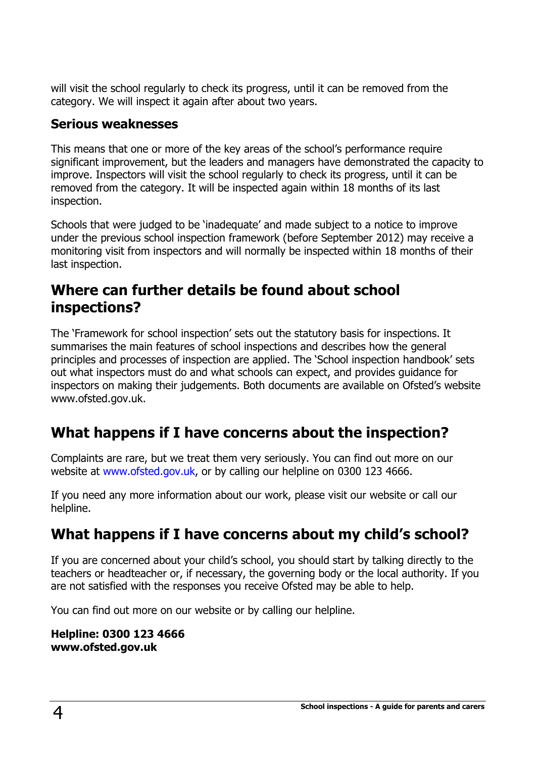will visit the school regularly to check its progress, until it can be removed from the category. We will inspect it again after about two years.

### Serious weaknesses

This means that one or more of the key areas of the school's performance require significant improvement, but the leaders and managers have demonstrated the capacity to improve. Inspectors will visit the school regularly to check its progress, until it can be removed from the category. It will be inspected again within 18 months of its last inspection.

Schools that were judged to be 'inadequate' and made subject to a notice to improve under the previous school inspection framework (before September 2012) may receive a monitoring visit from inspectors and will normally be inspected within 18 months of their last inspection.

## Where can further details be found about school inspections?

The 'Framework for school inspection' sets out the statutory basis for inspections. It summarises the main features of school inspections and describes how the general principles and processes of inspection are applied. The 'School inspection handbook' sets out what inspectors must do and what schools can expect, and provides guidance for inspectors on making their judgements. Both documents are available on Ofsted's website www.ofsted.gov.uk.

## What happens if I have concerns about the inspection?

Complaints are rare, but we treat them very seriously. You can find out more on our website at www.ofsted.gov.uk, or by calling our helpline on 0300 123 4666.

If you need any more information about our work, please visit our website or call our helpline.

## What happens if I have concerns about my child's school?

If you are concerned about your child's school, you should start by talking directly to the teachers or headteacher or, if necessary, the governing body or the local authority. If you are not satisfied with the responses you receive Ofsted may be able to help.

You can find out more on our website or by calling our helpline.

**Helpline: 0300 123 4666**
**www.ofsted.gov.uk**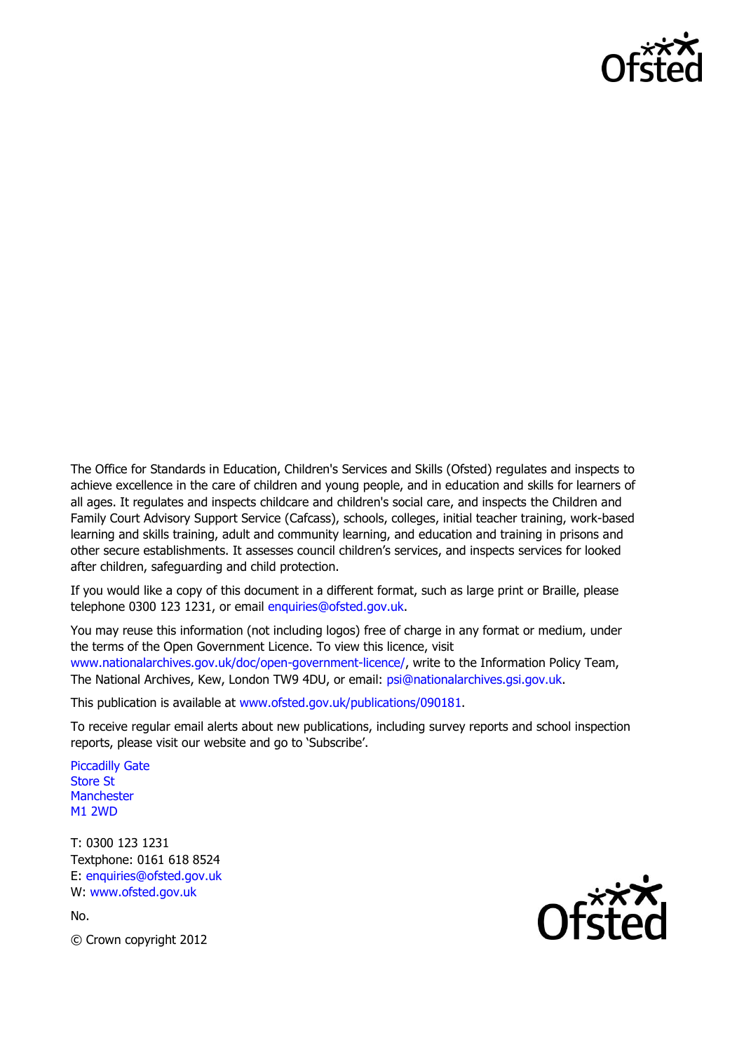The Office for Standards in Education, Children's Services and Skills (Ofsted) regulates and inspects to achieve excellence in the care of children and young people, and in education and skills for learners of all ages. It regulates and inspects childcare and children's social care, and inspects the Children and Family Court Advisory Support Service (Cafcass), schools, colleges, initial teacher training, work-based learning and skills training, adult and community learning, and education and training in prisons and other secure establishments. It assesses council children's services, and inspects services for looked after children, safeguarding and child protection.

If you would like a copy of this document in a different format, such as large print or Braille, please telephone 0300 123 1231, or email enquiries@ofsted.gov.uk.

You may reuse this information (not including logos) free of charge in any format or medium, under the terms of the Open Government Licence. To view this licence, visit www.nationalarchives.gov.uk/doc/open-government-licence/, write to the Information Policy Team, The National Archives, Kew, London TW9 4DU, or email: psi@nationalarchives.gsi.gov.uk.

This publication is available at www.ofsted.gov.uk/publications/090181.

To receive regular email alerts about new publications, including survey reports and school inspection reports, please visit our website and go to 'Subscribe'.

Piccadilly Gate
Store St
Manchester
M1 2WD

T: 0300 123 1231
Textphone: 0161 618 8524
E: enquiries@ofsted.gov.uk
W: www.ofsted.gov.uk

No.

© Crown copyright 2012